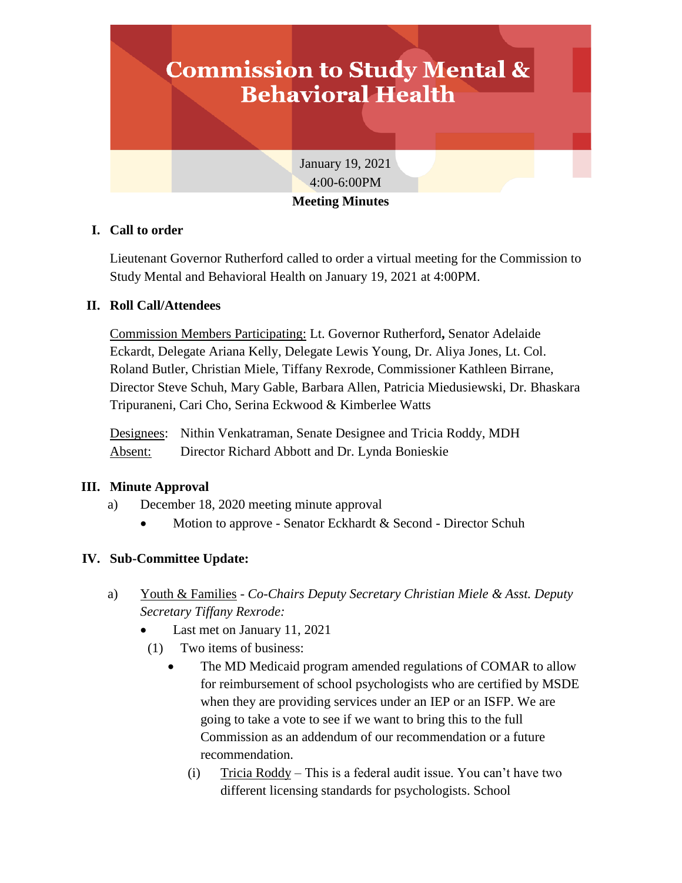# Commission to Study Mental & Behavioral Health

January 19, 2021
4:00-6:00PM

**Meeting Minutes**

## I. Call to order

Lieutenant Governor Rutherford called to order a virtual meeting for the Commission to Study Mental and Behavioral Health on January 19, 2021 at 4:00PM.

## II. Roll Call/Attendees

Commission Members Participating: Lt. Governor Rutherford**,** Senator Adelaide Eckardt, Delegate Ariana Kelly, Delegate Lewis Young, Dr. Aliya Jones, Lt. Col. Roland Butler, Christian Miele, Tiffany Rexrode, Commissioner Kathleen Birrane, Director Steve Schuh, Mary Gable, Barbara Allen, Patricia Miedusiewski, Dr. Bhaskara Tripuraneni, Cari Cho, Serina Eckwood & Kimberlee Watts

Designees: Nithin Venkatraman, Senate Designee and Tricia Roddy, MDH
Absent: Director Richard Abbott and Dr. Lynda Bonieskie

## III. Minute Approval

a) December 18, 2020 meeting minute approval
- Motion to approve - Senator Eckhardt & Second - Director Schuh

## IV. Sub-Committee Update:

a) Youth & Families - *Co-Chairs Deputy Secretary Christian Miele & Asst. Deputy Secretary Tiffany Rexrode:*
- Last met on January 11, 2021

(1) Two items of business:
- The MD Medicaid program amended regulations of COMAR to allow for reimbursement of school psychologists who are certified by MSDE when they are providing services under an IEP or an ISFP. We are going to take a vote to see if we want to bring this to the full Commission as an addendum of our recommendation or a future recommendation.

(i) Tricia Roddy – This is a federal audit issue. You can't have two different licensing standards for psychologists. School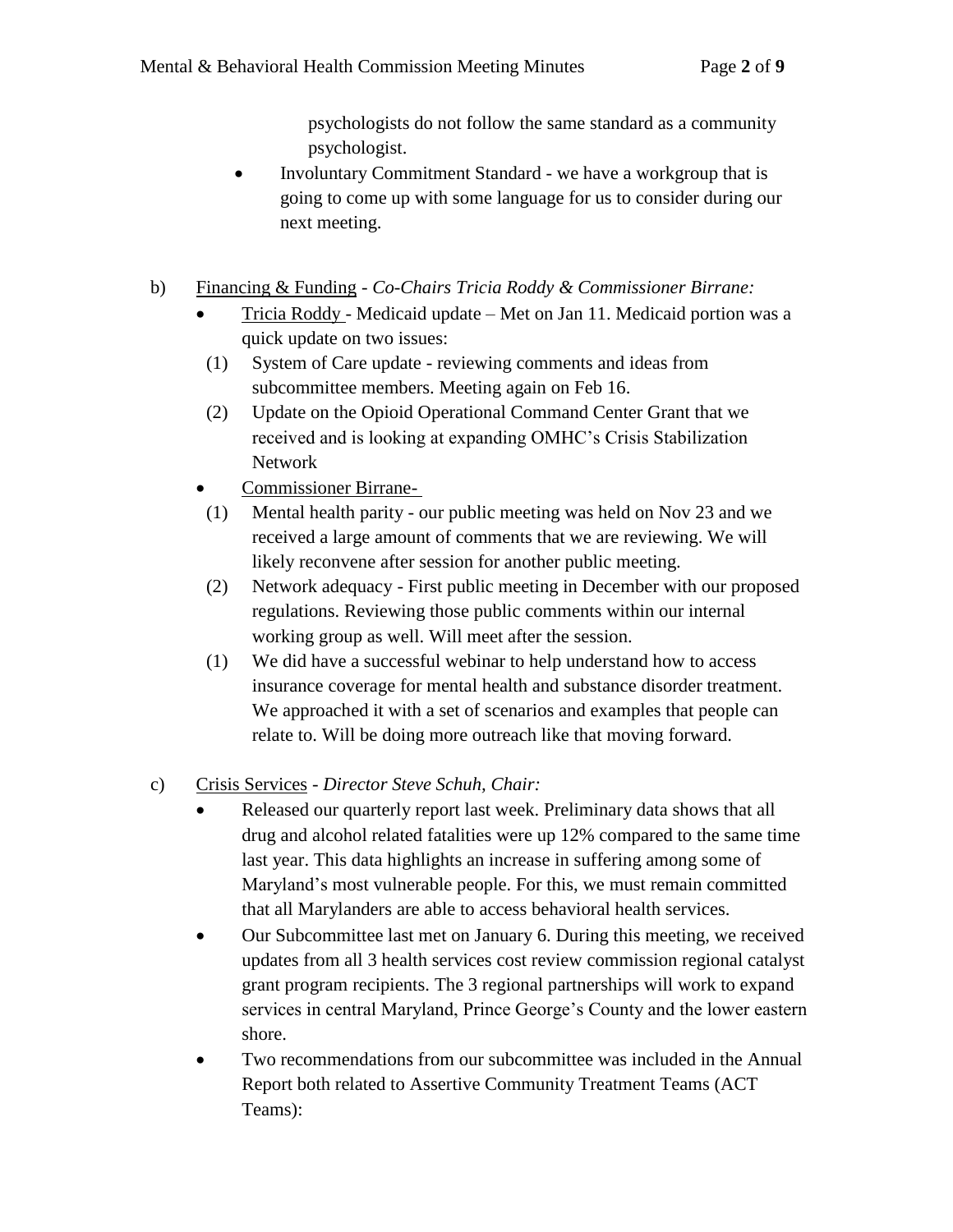psychologists do not follow the same standard as a community psychologist.

- Involuntary Commitment Standard - we have a workgroup that is going to come up with some language for us to consider during our next meeting.

b) Financing & Funding - *Co-Chairs Tricia Roddy & Commissioner Birrane:*

- Tricia Roddy - Medicaid update – Met on Jan 11. Medicaid portion was a quick update on two issues:
  (1) System of Care update - reviewing comments and ideas from subcommittee members. Meeting again on Feb 16.
  (2) Update on the Opioid Operational Command Center Grant that we received and is looking at expanding OMHC's Crisis Stabilization Network
- Commissioner Birrane-
  (1) Mental health parity - our public meeting was held on Nov 23 and we received a large amount of comments that we are reviewing. We will likely reconvene after session for another public meeting.
  (2) Network adequacy - First public meeting in December with our proposed regulations. Reviewing those public comments within our internal working group as well. Will meet after the session.
  (1) We did have a successful webinar to help understand how to access insurance coverage for mental health and substance disorder treatment. We approached it with a set of scenarios and examples that people can relate to. Will be doing more outreach like that moving forward.

c) Crisis Services - *Director Steve Schuh, Chair:*

- Released our quarterly report last week. Preliminary data shows that all drug and alcohol related fatalities were up 12% compared to the same time last year. This data highlights an increase in suffering among some of Maryland's most vulnerable people. For this, we must remain committed that all Marylanders are able to access behavioral health services.
- Our Subcommittee last met on January 6. During this meeting, we received updates from all 3 health services cost review commission regional catalyst grant program recipients. The 3 regional partnerships will work to expand services in central Maryland, Prince George's County and the lower eastern shore.
- Two recommendations from our subcommittee was included in the Annual Report both related to Assertive Community Treatment Teams (ACT Teams):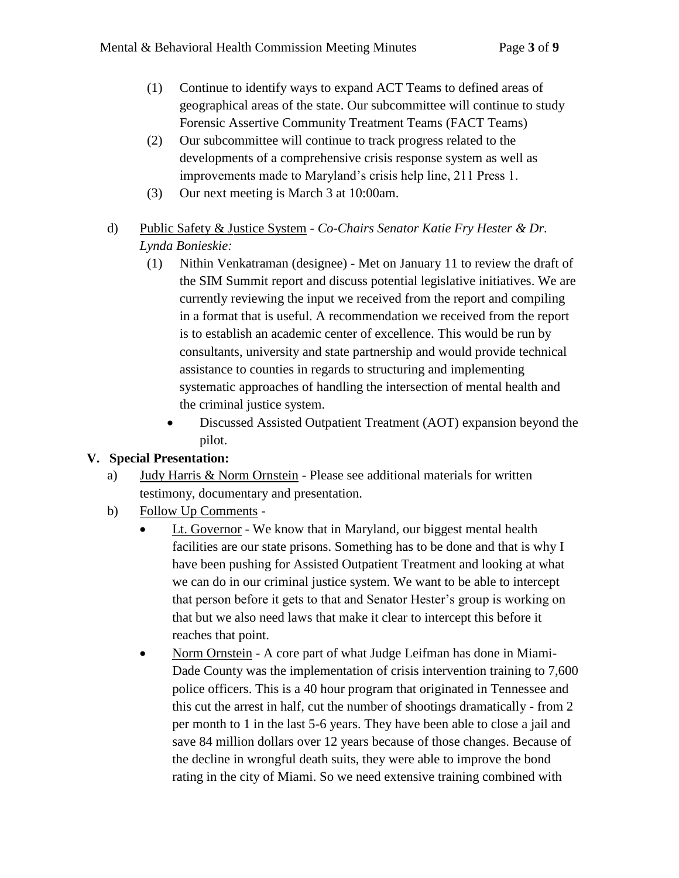(1) Continue to identify ways to expand ACT Teams to defined areas of geographical areas of the state. Our subcommittee will continue to study Forensic Assertive Community Treatment Teams (FACT Teams)

(2) Our subcommittee will continue to track progress related to the developments of a comprehensive crisis response system as well as improvements made to Maryland's crisis help line, 211 Press 1.

(3) Our next meeting is March 3 at 10:00am.

d) Public Safety & Justice System - *Co-Chairs Senator Katie Fry Hester & Dr. Lynda Bonieskie:*

(1) Nithin Venkatraman (designee) - Met on January 11 to review the draft of the SIM Summit report and discuss potential legislative initiatives. We are currently reviewing the input we received from the report and compiling in a format that is useful. A recommendation we received from the report is to establish an academic center of excellence. This would be run by consultants, university and state partnership and would provide technical assistance to counties in regards to structuring and implementing systematic approaches of handling the intersection of mental health and the criminal justice system.

- Discussed Assisted Outpatient Treatment (AOT) expansion beyond the pilot.

## V. Special Presentation:

a) Judy Harris & Norm Ornstein - Please see additional materials for written testimony, documentary and presentation.

b) Follow Up Comments -

- Lt. Governor - We know that in Maryland, our biggest mental health facilities are our state prisons. Something has to be done and that is why I have been pushing for Assisted Outpatient Treatment and looking at what we can do in our criminal justice system. We want to be able to intercept that person before it gets to that and Senator Hester's group is working on that but we also need laws that make it clear to intercept this before it reaches that point.
- Norm Ornstein - A core part of what Judge Leifman has done in Miami-Dade County was the implementation of crisis intervention training to 7,600 police officers. This is a 40 hour program that originated in Tennessee and this cut the arrest in half, cut the number of shootings dramatically - from 2 per month to 1 in the last 5-6 years. They have been able to close a jail and save 84 million dollars over 12 years because of those changes. Because of the decline in wrongful death suits, they were able to improve the bond rating in the city of Miami. So we need extensive training combined with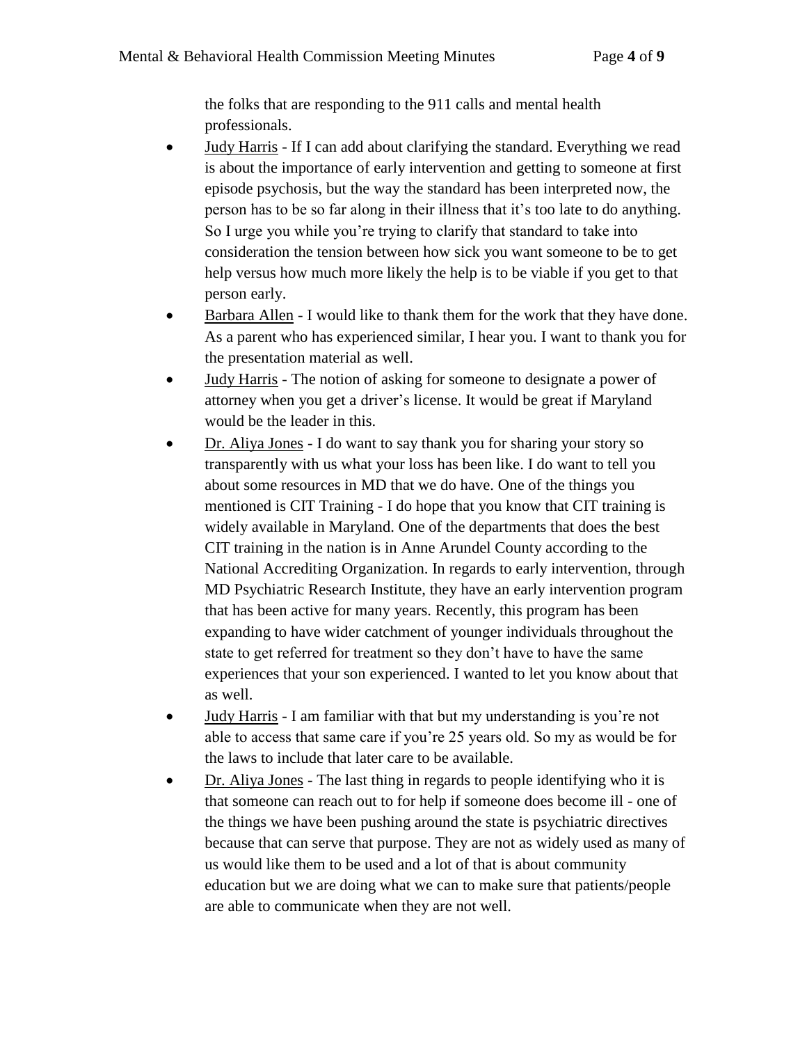the folks that are responding to the 911 calls and mental health professionals.

- Judy Harris - If I can add about clarifying the standard. Everything we read is about the importance of early intervention and getting to someone at first episode psychosis, but the way the standard has been interpreted now, the person has to be so far along in their illness that it's too late to do anything. So I urge you while you're trying to clarify that standard to take into consideration the tension between how sick you want someone to be to get help versus how much more likely the help is to be viable if you get to that person early.
- Barbara Allen - I would like to thank them for the work that they have done. As a parent who has experienced similar, I hear you. I want to thank you for the presentation material as well.
- Judy Harris - The notion of asking for someone to designate a power of attorney when you get a driver's license. It would be great if Maryland would be the leader in this.
- Dr. Aliya Jones - I do want to say thank you for sharing your story so transparently with us what your loss has been like. I do want to tell you about some resources in MD that we do have. One of the things you mentioned is CIT Training - I do hope that you know that CIT training is widely available in Maryland. One of the departments that does the best CIT training in the nation is in Anne Arundel County according to the National Accrediting Organization. In regards to early intervention, through MD Psychiatric Research Institute, they have an early intervention program that has been active for many years. Recently, this program has been expanding to have wider catchment of younger individuals throughout the state to get referred for treatment so they don't have to have the same experiences that your son experienced. I wanted to let you know about that as well.
- Judy Harris - I am familiar with that but my understanding is you're not able to access that same care if you're 25 years old. So my as would be for the laws to include that later care to be available.
- Dr. Aliya Jones - The last thing in regards to people identifying who it is that someone can reach out to for help if someone does become ill - one of the things we have been pushing around the state is psychiatric directives because that can serve that purpose. They are not as widely used as many of us would like them to be used and a lot of that is about community education but we are doing what we can to make sure that patients/people are able to communicate when they are not well.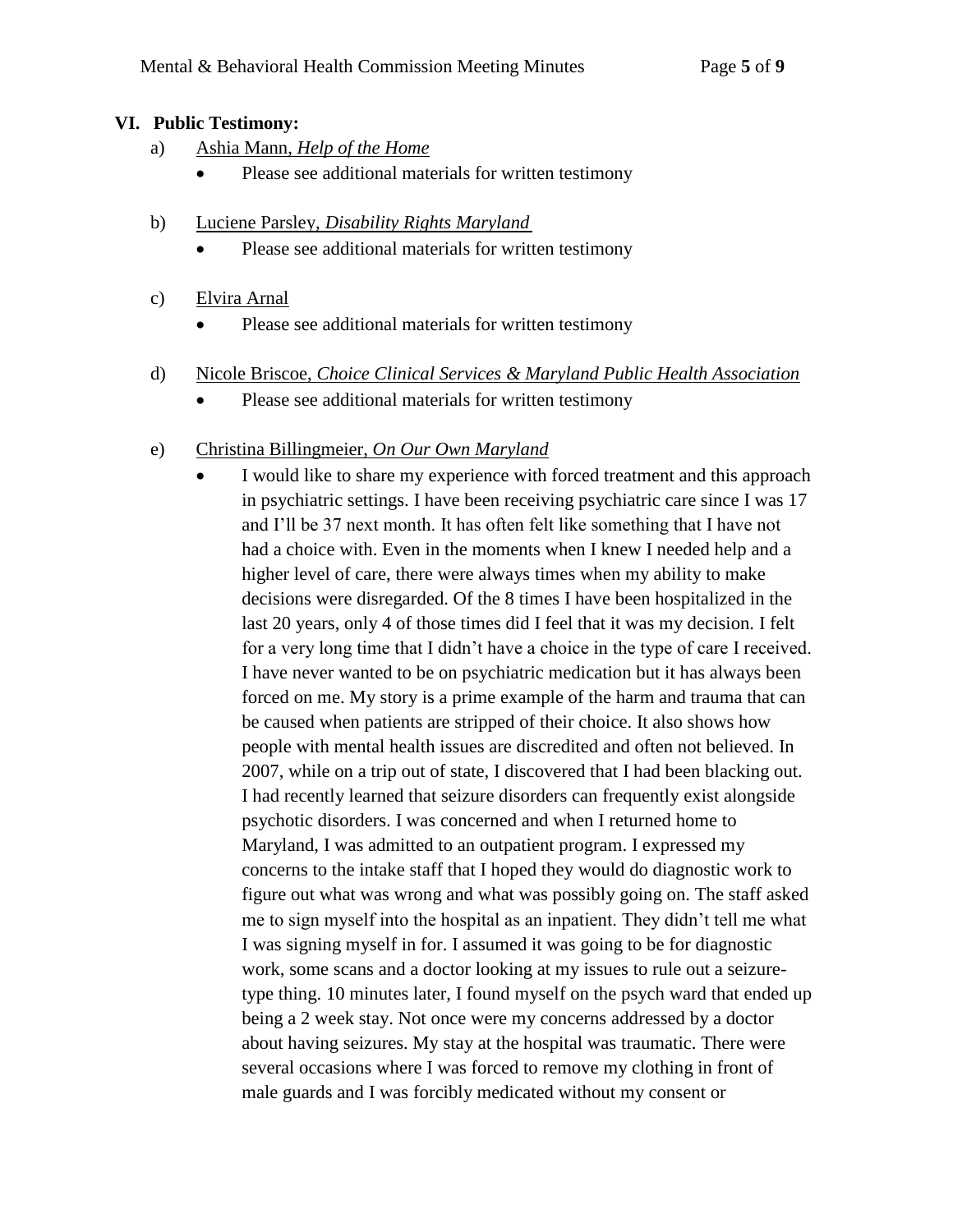## VI. Public Testimony:

a) Ashia Mann, *Help of the Home*

- Please see additional materials for written testimony

b) Luciene Parsley, *Disability Rights Maryland*

- Please see additional materials for written testimony

c) Elvira Arnal

- Please see additional materials for written testimony

d) Nicole Briscoe, *Choice Clinical Services & Maryland Public Health Association*

- Please see additional materials for written testimony

e) Christina Billingmeier, *On Our Own Maryland*

- I would like to share my experience with forced treatment and this approach in psychiatric settings. I have been receiving psychiatric care since I was 17 and I'll be 37 next month. It has often felt like something that I have not had a choice with. Even in the moments when I knew I needed help and a higher level of care, there were always times when my ability to make decisions were disregarded. Of the 8 times I have been hospitalized in the last 20 years, only 4 of those times did I feel that it was my decision. I felt for a very long time that I didn't have a choice in the type of care I received. I have never wanted to be on psychiatric medication but it has always been forced on me. My story is a prime example of the harm and trauma that can be caused when patients are stripped of their choice. It also shows how people with mental health issues are discredited and often not believed. In 2007, while on a trip out of state, I discovered that I had been blacking out. I had recently learned that seizure disorders can frequently exist alongside psychotic disorders. I was concerned and when I returned home to Maryland, I was admitted to an outpatient program. I expressed my concerns to the intake staff that I hoped they would do diagnostic work to figure out what was wrong and what was possibly going on. The staff asked me to sign myself into the hospital as an inpatient. They didn't tell me what I was signing myself in for. I assumed it was going to be for diagnostic work, some scans and a doctor looking at my issues to rule out a seizure-type thing. 10 minutes later, I found myself on the psych ward that ended up being a 2 week stay. Not once were my concerns addressed by a doctor about having seizures. My stay at the hospital was traumatic. There were several occasions where I was forced to remove my clothing in front of male guards and I was forcibly medicated without my consent or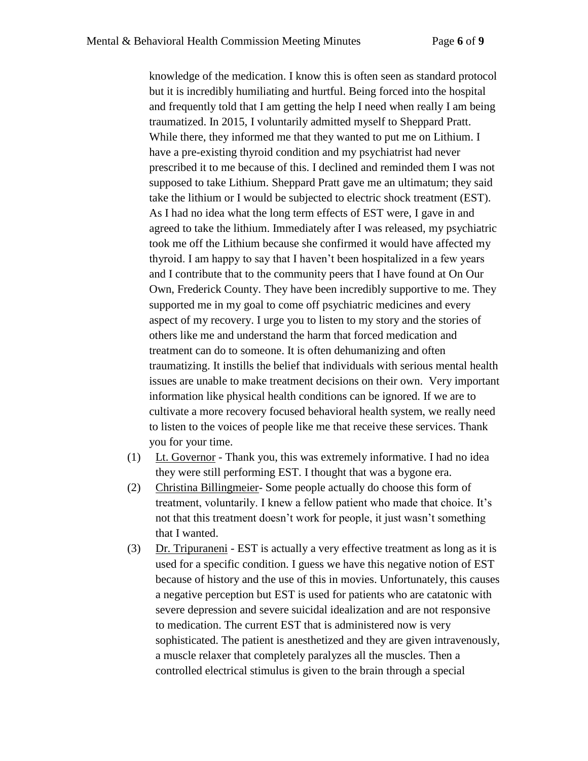knowledge of the medication. I know this is often seen as standard protocol but it is incredibly humiliating and hurtful. Being forced into the hospital and frequently told that I am getting the help I need when really I am being traumatized. In 2015, I voluntarily admitted myself to Sheppard Pratt. While there, they informed me that they wanted to put me on Lithium. I have a pre-existing thyroid condition and my psychiatrist had never prescribed it to me because of this. I declined and reminded them I was not supposed to take Lithium. Sheppard Pratt gave me an ultimatum; they said take the lithium or I would be subjected to electric shock treatment (EST). As I had no idea what the long term effects of EST were, I gave in and agreed to take the lithium. Immediately after I was released, my psychiatric took me off the Lithium because she confirmed it would have affected my thyroid. I am happy to say that I haven't been hospitalized in a few years and I contribute that to the community peers that I have found at On Our Own, Frederick County. They have been incredibly supportive to me. They supported me in my goal to come off psychiatric medicines and every aspect of my recovery. I urge you to listen to my story and the stories of others like me and understand the harm that forced medication and treatment can do to someone. It is often dehumanizing and often traumatizing. It instills the belief that individuals with serious mental health issues are unable to make treatment decisions on their own. Very important information like physical health conditions can be ignored. If we are to cultivate a more recovery focused behavioral health system, we really need to listen to the voices of people like me that receive these services. Thank you for your time.

(1) <u>Lt. Governor</u> - Thank you, this was extremely informative. I had no idea they were still performing EST. I thought that was a bygone era.

(2) <u>Christina Billingmeier</u>- Some people actually do choose this form of treatment, voluntarily. I knew a fellow patient who made that choice. It's not that this treatment doesn't work for people, it just wasn't something that I wanted.

(3) <u>Dr. Tripuraneni</u> - EST is actually a very effective treatment as long as it is used for a specific condition. I guess we have this negative notion of EST because of history and the use of this in movies. Unfortunately, this causes a negative perception but EST is used for patients who are catatonic with severe depression and severe suicidal idealization and are not responsive to medication. The current EST that is administered now is very sophisticated. The patient is anesthetized and they are given intravenously, a muscle relaxer that completely paralyzes all the muscles. Then a controlled electrical stimulus is given to the brain through a special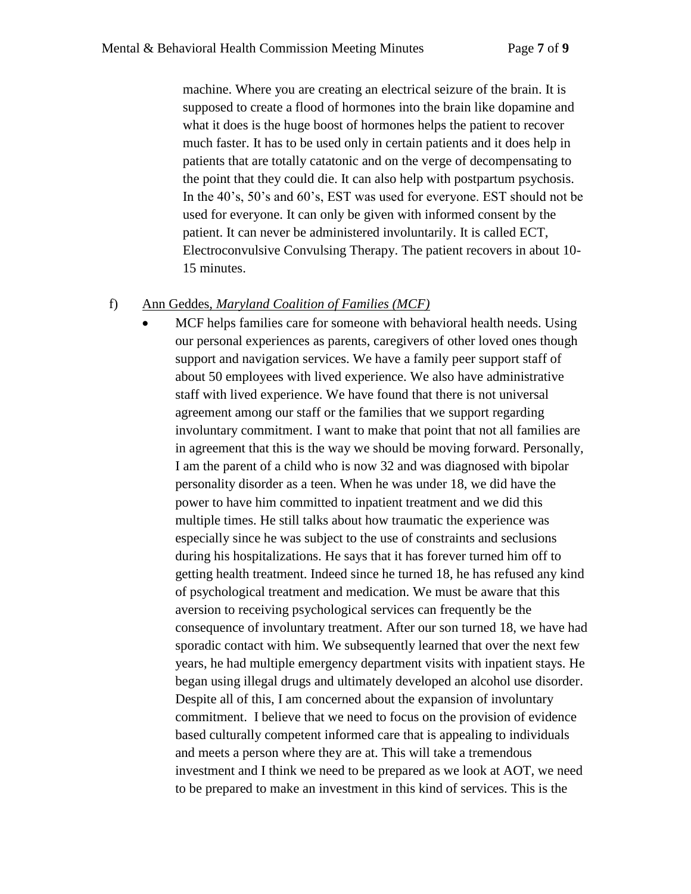machine. Where you are creating an electrical seizure of the brain. It is supposed to create a flood of hormones into the brain like dopamine and what it does is the huge boost of hormones helps the patient to recover much faster. It has to be used only in certain patients and it does help in patients that are totally catatonic and on the verge of decompensating to the point that they could die. It can also help with postpartum psychosis. In the 40's, 50's and 60's, EST was used for everyone. EST should not be used for everyone. It can only be given with informed consent by the patient. It can never be administered involuntarily. It is called ECT, Electroconvulsive Convulsing Therapy. The patient recovers in about 10-15 minutes.

f) Ann Geddes, *Maryland Coalition of Families (MCF)*

- MCF helps families care for someone with behavioral health needs. Using our personal experiences as parents, caregivers of other loved ones though support and navigation services. We have a family peer support staff of about 50 employees with lived experience. We also have administrative staff with lived experience. We have found that there is not universal agreement among our staff or the families that we support regarding involuntary commitment. I want to make that point that not all families are in agreement that this is the way we should be moving forward. Personally, I am the parent of a child who is now 32 and was diagnosed with bipolar personality disorder as a teen. When he was under 18, we did have the power to have him committed to inpatient treatment and we did this multiple times. He still talks about how traumatic the experience was especially since he was subject to the use of constraints and seclusions during his hospitalizations. He says that it has forever turned him off to getting health treatment. Indeed since he turned 18, he has refused any kind of psychological treatment and medication. We must be aware that this aversion to receiving psychological services can frequently be the consequence of involuntary treatment. After our son turned 18, we have had sporadic contact with him. We subsequently learned that over the next few years, he had multiple emergency department visits with inpatient stays. He began using illegal drugs and ultimately developed an alcohol use disorder. Despite all of this, I am concerned about the expansion of involuntary commitment. I believe that we need to focus on the provision of evidence based culturally competent informed care that is appealing to individuals and meets a person where they are at. This will take a tremendous investment and I think we need to be prepared as we look at AOT, we need to be prepared to make an investment in this kind of services. This is the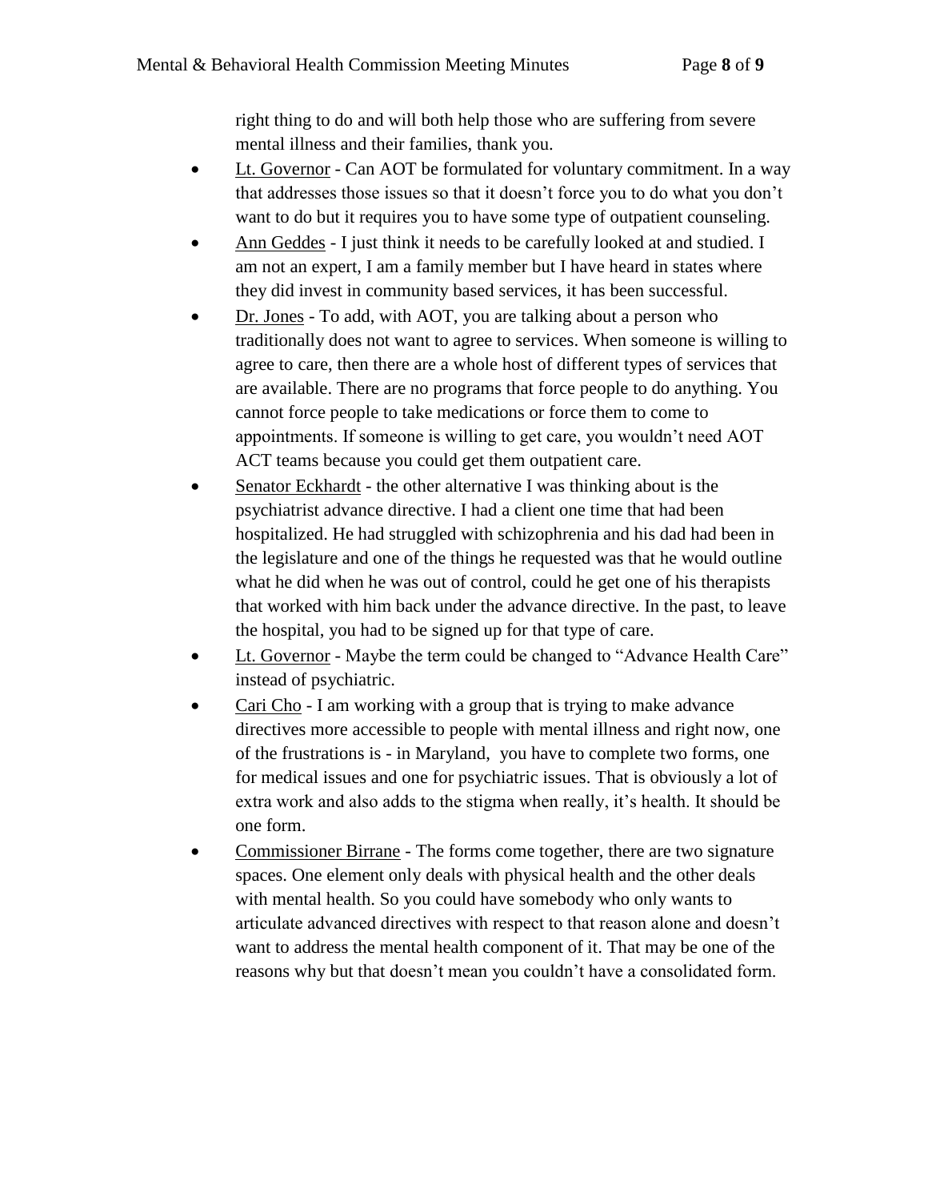right thing to do and will both help those who are suffering from severe mental illness and their families, thank you.

- <u>Lt. Governor</u> - Can AOT be formulated for voluntary commitment. In a way that addresses those issues so that it doesn't force you to do what you don't want to do but it requires you to have some type of outpatient counseling.
- <u>Ann Geddes</u> - I just think it needs to be carefully looked at and studied. I am not an expert, I am a family member but I have heard in states where they did invest in community based services, it has been successful.
- <u>Dr. Jones</u> - To add, with AOT, you are talking about a person who traditionally does not want to agree to services. When someone is willing to agree to care, then there are a whole host of different types of services that are available. There are no programs that force people to do anything. You cannot force people to take medications or force them to come to appointments. If someone is willing to get care, you wouldn't need AOT ACT teams because you could get them outpatient care.
- <u>Senator Eckhardt</u> - the other alternative I was thinking about is the psychiatrist advance directive. I had a client one time that had been hospitalized. He had struggled with schizophrenia and his dad had been in the legislature and one of the things he requested was that he would outline what he did when he was out of control, could he get one of his therapists that worked with him back under the advance directive. In the past, to leave the hospital, you had to be signed up for that type of care.
- <u>Lt. Governor</u> - Maybe the term could be changed to "Advance Health Care" instead of psychiatric.
- <u>Cari Cho</u> - I am working with a group that is trying to make advance directives more accessible to people with mental illness and right now, one of the frustrations is - in Maryland, you have to complete two forms, one for medical issues and one for psychiatric issues. That is obviously a lot of extra work and also adds to the stigma when really, it's health. It should be one form.
- <u>Commissioner Birrane</u> - The forms come together, there are two signature spaces. One element only deals with physical health and the other deals with mental health. So you could have somebody who only wants to articulate advanced directives with respect to that reason alone and doesn't want to address the mental health component of it. That may be one of the reasons why but that doesn't mean you couldn't have a consolidated form.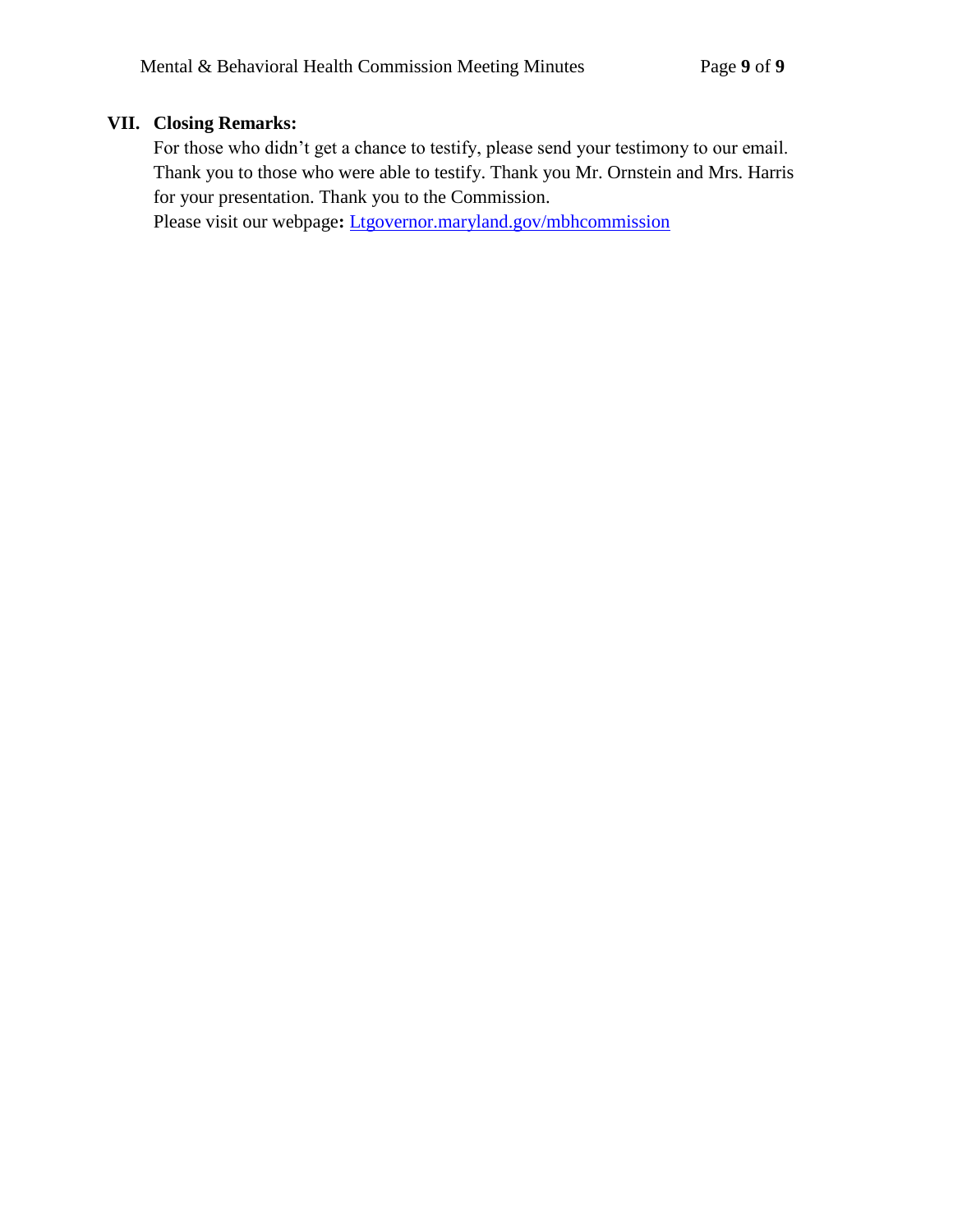## VII. Closing Remarks:

For those who didn't get a chance to testify, please send your testimony to our email. Thank you to those who were able to testify. Thank you Mr. Ornstein and Mrs. Harris for your presentation. Thank you to the Commission.

Please visit our webpage**:** Ltgovernor.maryland.gov/mbhcommission